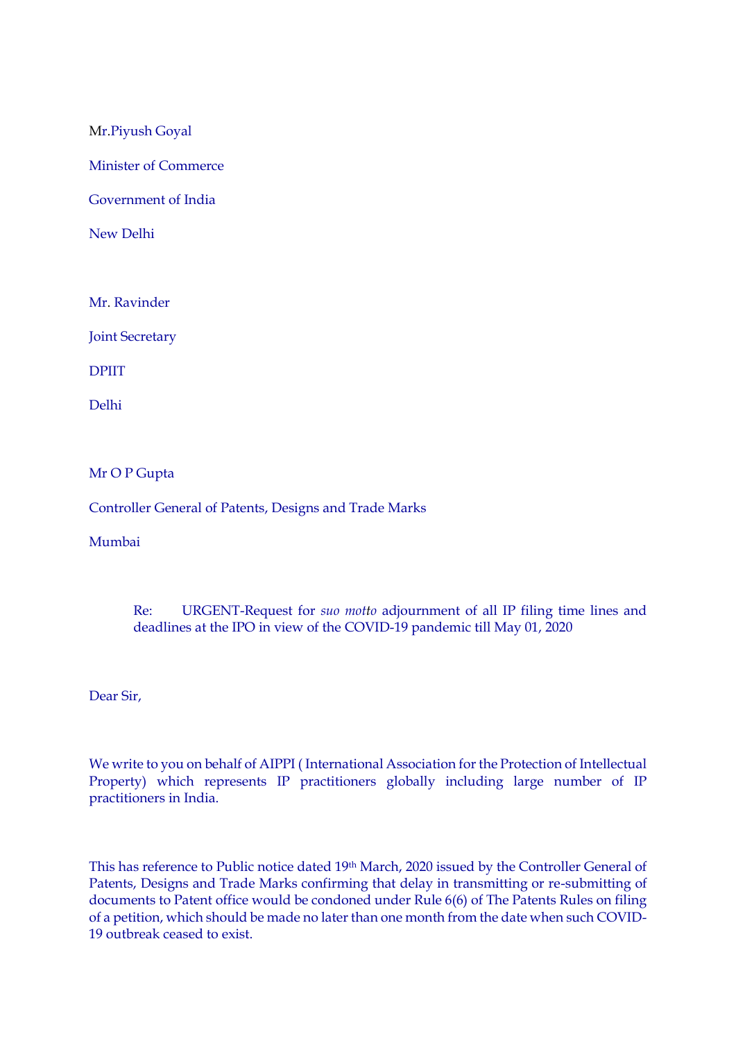Mr.Piyush Goyal

Minister of Commerce

Government of India

New Delhi

Mr. Ravinder

Joint Secretary

DPIIT

Delhi

Mr O P Gupta

Controller General of Patents, Designs and Trade Marks

Mumbai

Re: URGENT-Request for *suo motto* adjournment of all IP filing time lines and deadlines at the IPO in view of the COVID-19 pandemic till May 01, 2020

Dear Sir,

We write to you on behalf of AIPPI ( International Association for the Protection of Intellectual Property) which represents IP practitioners globally including large number of IP practitioners in India.

This has reference to Public notice dated 19th March, 2020 issued by the Controller General of Patents, Designs and Trade Marks confirming that delay in transmitting or re-submitting of documents to Patent office would be condoned under Rule 6(6) of The Patents Rules on filing of a petition, which should be made no later than one month from the date when such COVID-19 outbreak ceased to exist.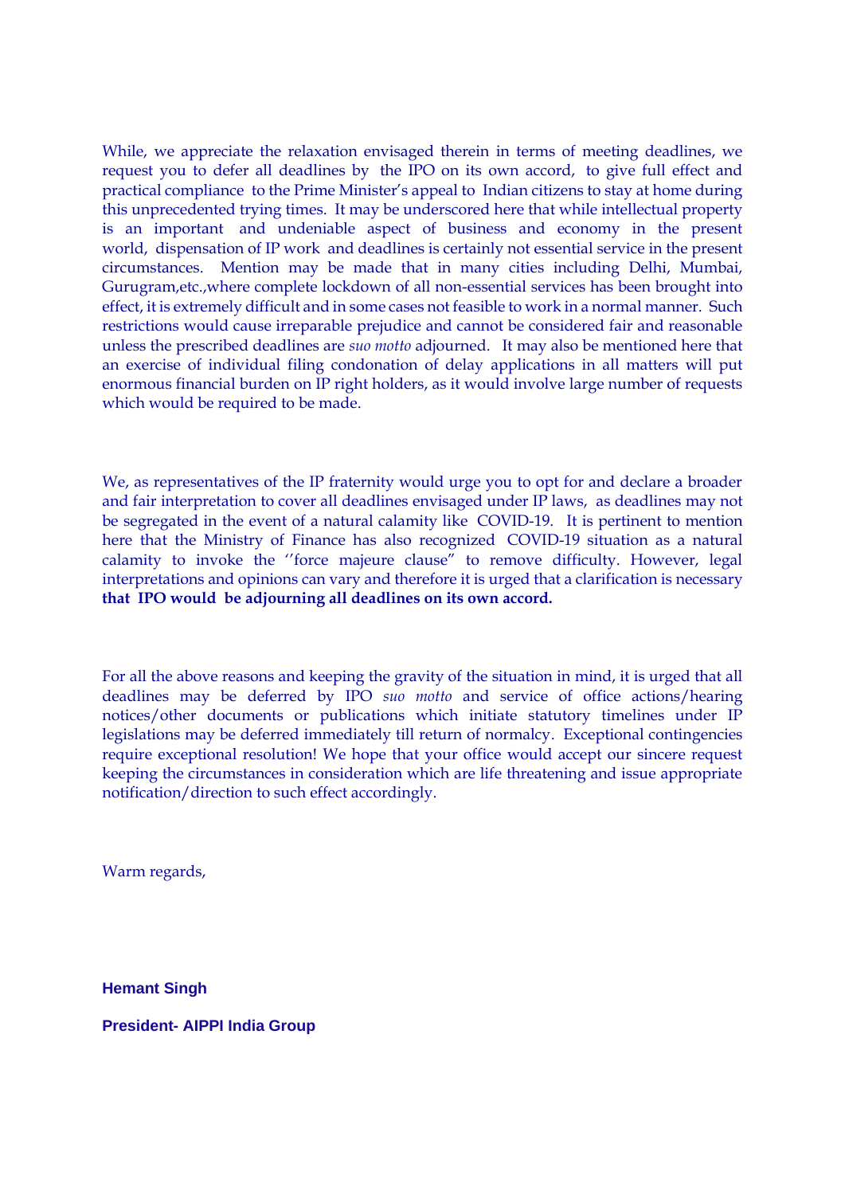While, we appreciate the relaxation envisaged therein in terms of meeting deadlines, we request you to defer all deadlines by the IPO on its own accord, to give full effect and practical compliance to the Prime Minister's appeal to Indian citizens to stay at home during this unprecedented trying times. It may be underscored here that while intellectual property is an important and undeniable aspect of business and economy in the present world, dispensation of IP work and deadlines is certainly not essential service in the present circumstances. Mention may be made that in many cities including Delhi, Mumbai, Gurugram,etc.,where complete lockdown of all non-essential services has been brought into effect, it is extremely difficult and in some cases not feasible to work in a normal manner. Such restrictions would cause irreparable prejudice and cannot be considered fair and reasonable unless the prescribed deadlines are *suo motto* adjourned. It may also be mentioned here that an exercise of individual filing condonation of delay applications in all matters will put enormous financial burden on IP right holders, as it would involve large number of requests which would be required to be made.

We, as representatives of the IP fraternity would urge you to opt for and declare a broader and fair interpretation to cover all deadlines envisaged under IP laws, as deadlines may not be segregated in the event of a natural calamity like COVID-19. It is pertinent to mention here that the Ministry of Finance has also recognized COVID-19 situation as a natural calamity to invoke the ''force majeure clause" to remove difficulty. However, legal interpretations and opinions can vary and therefore it is urged that a clarification is necessary **that IPO would be adjourning all deadlines on its own accord.**

For all the above reasons and keeping the gravity of the situation in mind, it is urged that all deadlines may be deferred by IPO *suo motto* and service of office actions/hearing notices/other documents or publications which initiate statutory timelines under IP legislations may be deferred immediately till return of normalcy. Exceptional contingencies require exceptional resolution! We hope that your office would accept our sincere request keeping the circumstances in consideration which are life threatening and issue appropriate notification/direction to such effect accordingly.

Warm regards,

**Hemant Singh**

**President- AIPPI India Group**